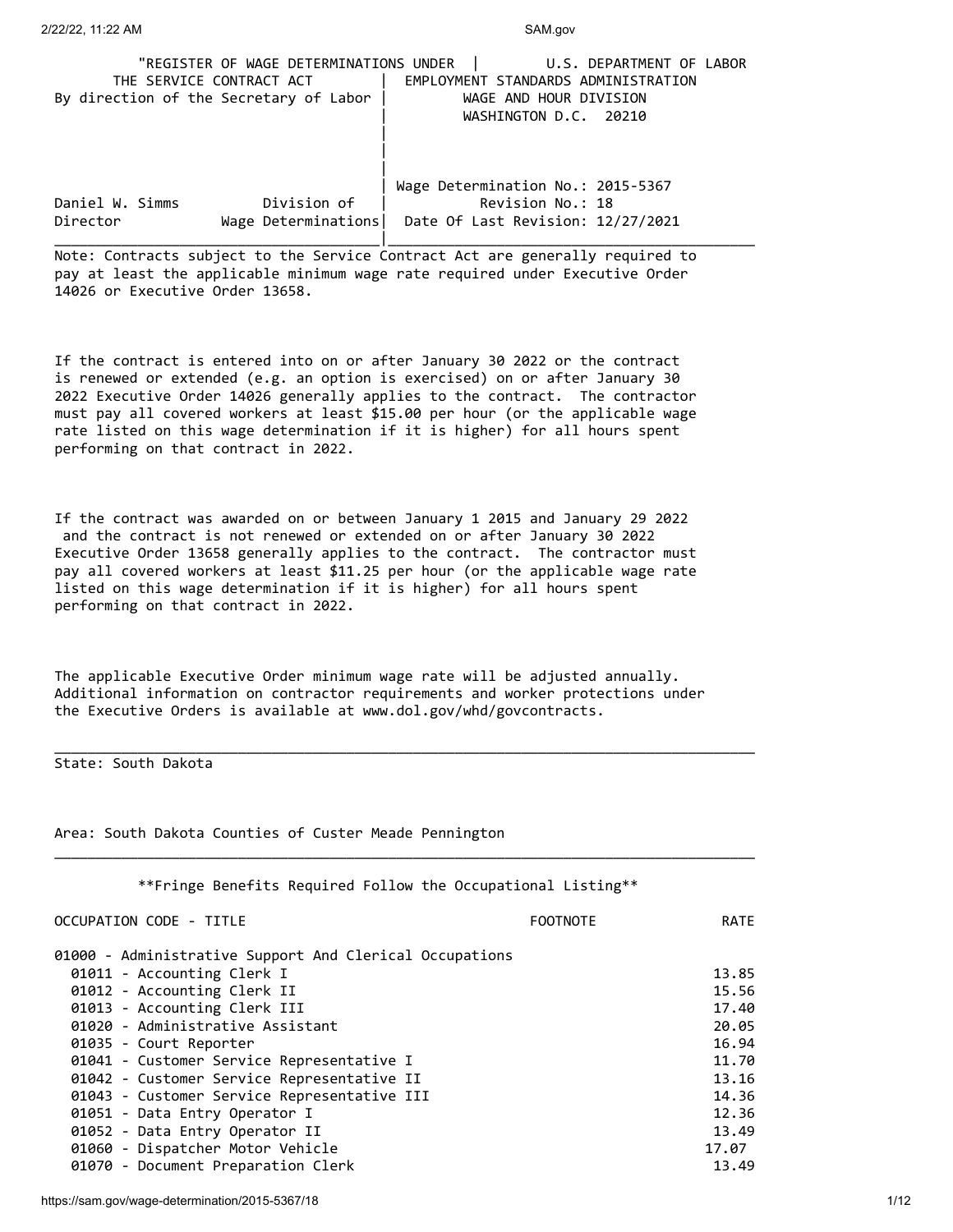"REGISTER OF WAGE DETERMINATIONS UNDER THE SERVICE CONTRACT ACT
By direction of the Secretary of Labor

U.S. DEPARTMENT OF LABOR
EMPLOYMENT STANDARDS ADMINISTRATION
WAGE AND HOUR DIVISION
WASHINGTON D.C. 20210

Daniel W. Simms, Director
Division of Wage Determinations

Wage Determination No.: 2015-5367
Revision No.: 18
Date Of Last Revision: 12/27/2021

Note: Contracts subject to the Service Contract Act are generally required to pay at least the applicable minimum wage rate required under Executive Order 14026 or Executive Order 13658.

If the contract is entered into on or after January 30 2022 or the contract is renewed or extended (e.g. an option is exercised) on or after January 30 2022 Executive Order 14026 generally applies to the contract. The contractor must pay all covered workers at least $15.00 per hour (or the applicable wage rate listed on this wage determination if it is higher) for all hours spent performing on that contract in 2022.

If the contract was awarded on or between January 1 2015 and January 29 2022 and the contract is not renewed or extended on or after January 30 2022 Executive Order 13658 generally applies to the contract. The contractor must pay all covered workers at least $11.25 per hour (or the applicable wage rate listed on this wage determination if it is higher) for all hours spent performing on that contract in 2022.

The applicable Executive Order minimum wage rate will be adjusted annually. Additional information on contractor requirements and worker protections under the Executive Orders is available at www.dol.gov/whd/govcontracts.

State: South Dakota

Area: South Dakota Counties of Custer Meade Pennington

**Fringe Benefits Required Follow the Occupational Listing**

| OCCUPATION CODE - TITLE | FOOTNOTE | RATE |
|---|---|---|
| 01000 - Administrative Support And Clerical Occupations | | |
| 01011 - Accounting Clerk I | | 13.85 |
| 01012 - Accounting Clerk II | | 15.56 |
| 01013 - Accounting Clerk III | | 17.40 |
| 01020 - Administrative Assistant | | 20.05 |
| 01035 - Court Reporter | | 16.94 |
| 01041 - Customer Service Representative I | | 11.70 |
| 01042 - Customer Service Representative II | | 13.16 |
| 01043 - Customer Service Representative III | | 14.36 |
| 01051 - Data Entry Operator I | | 12.36 |
| 01052 - Data Entry Operator II | | 13.49 |
| 01060 - Dispatcher Motor Vehicle | | 17.07 |
| 01070 - Document Preparation Clerk | | 13.49 |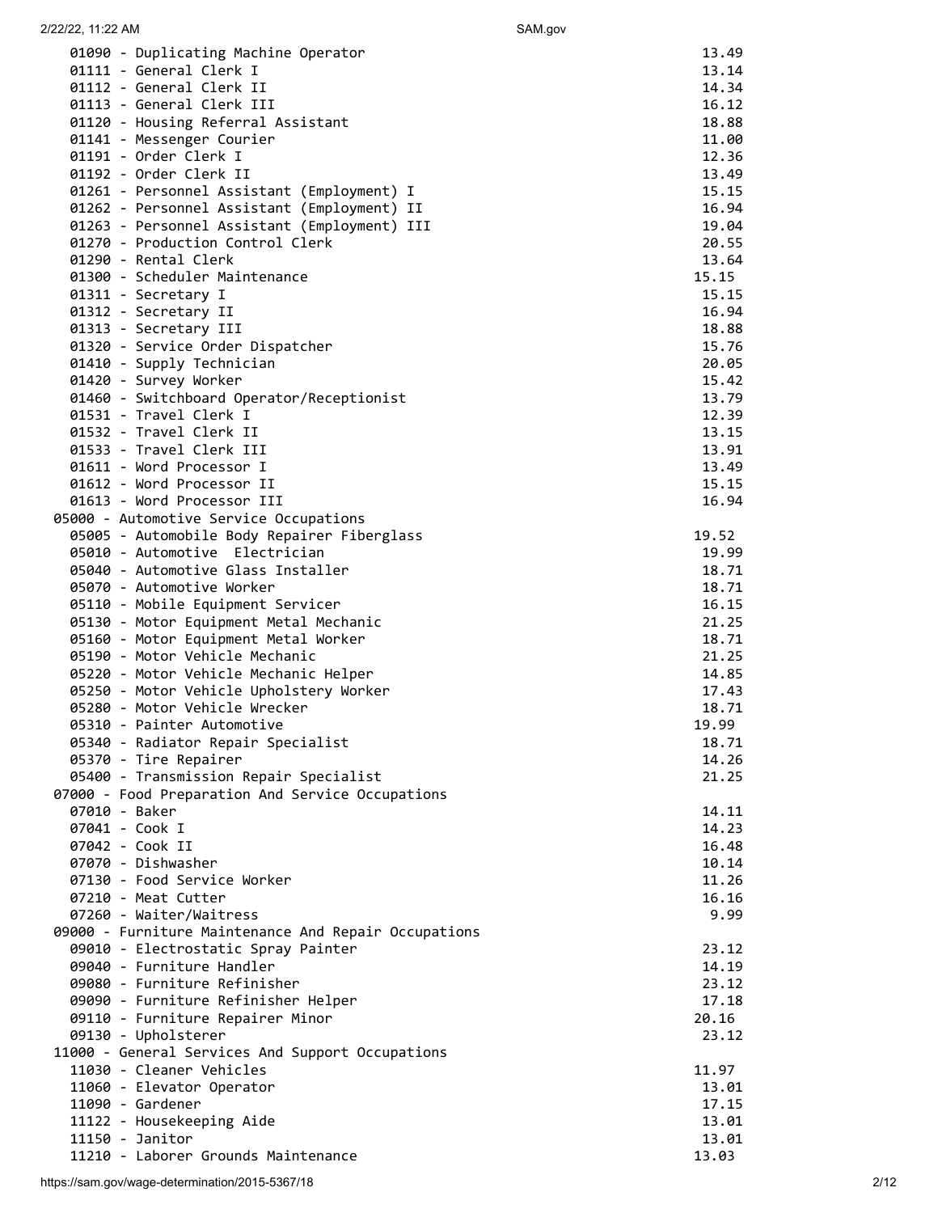```
  01090 - Duplicating Machine Operator                          13.49
  01111 - General Clerk I                                       13.14
  01112 - General Clerk II                                      14.34
  01113 - General Clerk III                                     16.12
  01120 - Housing Referral Assistant                            18.88
  01141 - Messenger Courier                                     11.00
  01191 - Order Clerk I                                         12.36
  01192 - Order Clerk II                                        13.49
  01261 - Personnel Assistant (Employment) I                    15.15
  01262 - Personnel Assistant (Employment) II                   16.94
  01263 - Personnel Assistant (Employment) III                  19.04
  01270 - Production Control Clerk                              20.55
  01290 - Rental Clerk                                          13.64
  01300 - Scheduler Maintenance                                15.15
  01311 - Secretary I                                           15.15
  01312 - Secretary II                                          16.94
  01313 - Secretary III                                         18.88
  01320 - Service Order Dispatcher                              15.76
  01410 - Supply Technician                                     20.05
  01420 - Survey Worker                                         15.42
  01460 - Switchboard Operator/Receptionist                     13.79
  01531 - Travel Clerk I                                        12.39
  01532 - Travel Clerk II                                       13.15
  01533 - Travel Clerk III                                      13.91
  01611 - Word Processor I                                      13.49
  01612 - Word Processor II                                     15.15
  01613 - Word Processor III                                    16.94
05000 - Automotive Service Occupations
  05005 - Automobile Body Repairer Fiberglass                  19.52
  05010 - Automotive  Electrician                               19.99
  05040 - Automotive Glass Installer                            18.71
  05070 - Automotive Worker                                     18.71
  05110 - Mobile Equipment Servicer                             16.15
  05130 - Motor Equipment Metal Mechanic                        21.25
  05160 - Motor Equipment Metal Worker                          18.71
  05190 - Motor Vehicle Mechanic                                21.25
  05220 - Motor Vehicle Mechanic Helper                         14.85
  05250 - Motor Vehicle Upholstery Worker                       17.43
  05280 - Motor Vehicle Wrecker                                 18.71
  05310 - Painter Automotive                                   19.99
  05340 - Radiator Repair Specialist                            18.71
  05370 - Tire Repairer                                         14.26
  05400 - Transmission Repair Specialist                        21.25
07000 - Food Preparation And Service Occupations
  07010 - Baker                                                 14.11
  07041 - Cook I                                                14.23
  07042 - Cook II                                               16.48
  07070 - Dishwasher                                            10.14
  07130 - Food Service Worker                                   11.26
  07210 - Meat Cutter                                           16.16
  07260 - Waiter/Waitress                                        9.99
09000 - Furniture Maintenance And Repair Occupations
  09010 - Electrostatic Spray Painter                           23.12
  09040 - Furniture Handler                                     14.19
  09080 - Furniture Refinisher                                  23.12
  09090 - Furniture Refinisher Helper                           17.18
  09110 - Furniture Repairer Minor                             20.16
  09130 - Upholsterer                                           23.12
11000 - General Services And Support Occupations
  11030 - Cleaner Vehicles                                     11.97
  11060 - Elevator Operator                                     13.01
  11090 - Gardener                                              17.15
  11122 - Housekeeping Aide                                     13.01
  11150 - Janitor                                               13.01
  11210 - Laborer Grounds Maintenance                          13.03
```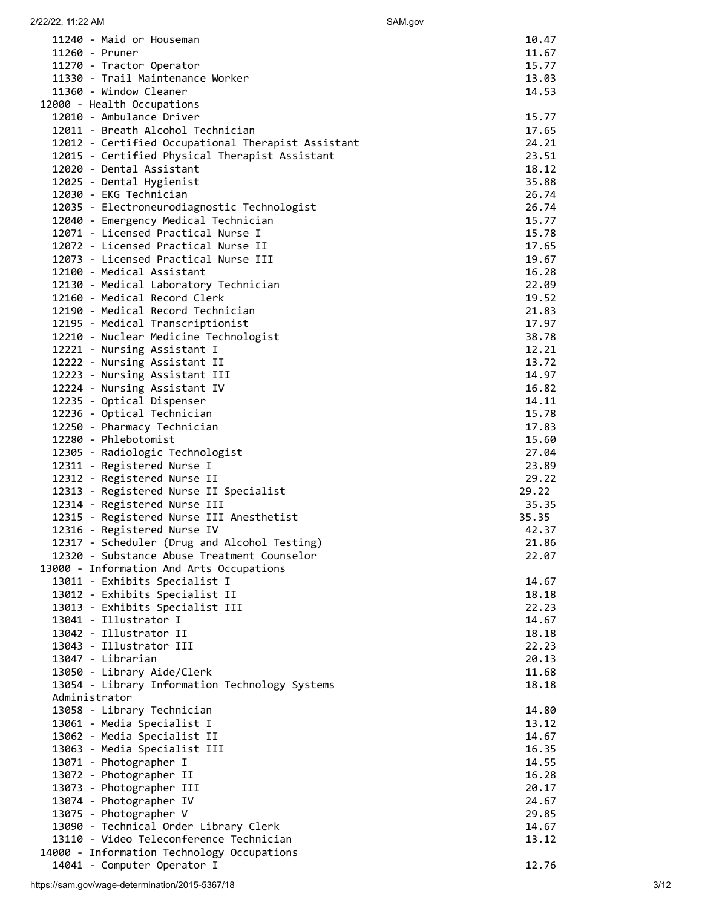| Occupation | Rate |
|---|---|
| 11240 - Maid or Houseman | 10.47 |
| 11260 - Pruner | 11.67 |
| 11270 - Tractor Operator | 15.77 |
| 11330 - Trail Maintenance Worker | 13.03 |
| 11360 - Window Cleaner | 14.53 |
| **12000 - Health Occupations** | |
| 12010 - Ambulance Driver | 15.77 |
| 12011 - Breath Alcohol Technician | 17.65 |
| 12012 - Certified Occupational Therapist Assistant | 24.21 |
| 12015 - Certified Physical Therapist Assistant | 23.51 |
| 12020 - Dental Assistant | 18.12 |
| 12025 - Dental Hygienist | 35.88 |
| 12030 - EKG Technician | 26.74 |
| 12035 - Electroneurodiagnostic Technologist | 26.74 |
| 12040 - Emergency Medical Technician | 15.77 |
| 12071 - Licensed Practical Nurse I | 15.78 |
| 12072 - Licensed Practical Nurse II | 17.65 |
| 12073 - Licensed Practical Nurse III | 19.67 |
| 12100 - Medical Assistant | 16.28 |
| 12130 - Medical Laboratory Technician | 22.09 |
| 12160 - Medical Record Clerk | 19.52 |
| 12190 - Medical Record Technician | 21.83 |
| 12195 - Medical Transcriptionist | 17.97 |
| 12210 - Nuclear Medicine Technologist | 38.78 |
| 12221 - Nursing Assistant I | 12.21 |
| 12222 - Nursing Assistant II | 13.72 |
| 12223 - Nursing Assistant III | 14.97 |
| 12224 - Nursing Assistant IV | 16.82 |
| 12235 - Optical Dispenser | 14.11 |
| 12236 - Optical Technician | 15.78 |
| 12250 - Pharmacy Technician | 17.83 |
| 12280 - Phlebotomist | 15.60 |
| 12305 - Radiologic Technologist | 27.04 |
| 12311 - Registered Nurse I | 23.89 |
| 12312 - Registered Nurse II | 29.22 |
| 12313 - Registered Nurse II Specialist | 29.22 |
| 12314 - Registered Nurse III | 35.35 |
| 12315 - Registered Nurse III Anesthetist | 35.35 |
| 12316 - Registered Nurse IV | 42.37 |
| 12317 - Scheduler (Drug and Alcohol Testing) | 21.86 |
| 12320 - Substance Abuse Treatment Counselor | 22.07 |
| **13000 - Information And Arts Occupations** | |
| 13011 - Exhibits Specialist I | 14.67 |
| 13012 - Exhibits Specialist II | 18.18 |
| 13013 - Exhibits Specialist III | 22.23 |
| 13041 - Illustrator I | 14.67 |
| 13042 - Illustrator II | 18.18 |
| 13043 - Illustrator III | 22.23 |
| 13047 - Librarian | 20.13 |
| 13050 - Library Aide/Clerk | 11.68 |
| 13054 - Library Information Technology Systems Administrator | 18.18 |
| 13058 - Library Technician | 14.80 |
| 13061 - Media Specialist I | 13.12 |
| 13062 - Media Specialist II | 14.67 |
| 13063 - Media Specialist III | 16.35 |
| 13071 - Photographer I | 14.55 |
| 13072 - Photographer II | 16.28 |
| 13073 - Photographer III | 20.17 |
| 13074 - Photographer IV | 24.67 |
| 13075 - Photographer V | 29.85 |
| 13090 - Technical Order Library Clerk | 14.67 |
| 13110 - Video Teleconference Technician | 13.12 |
| **14000 - Information Technology Occupations** | |
| 14041 - Computer Operator I | 12.76 |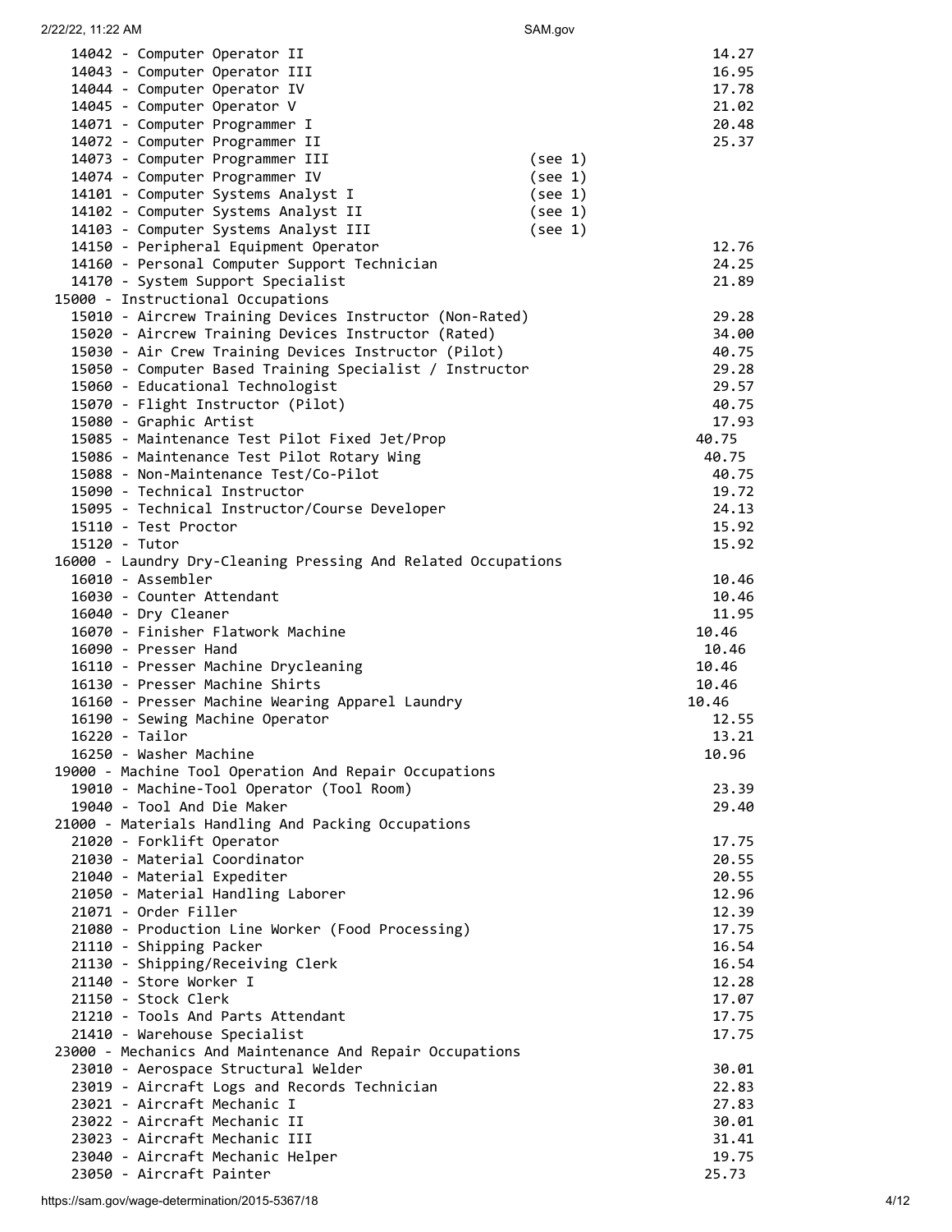```
  14042 - Computer Operator II                                         14.27
  14043 - Computer Operator III                                        16.95
  14044 - Computer Operator IV                                         17.78
  14045 - Computer Operator V                                          21.02
  14071 - Computer Programmer I                                        20.48
  14072 - Computer Programmer II                                       25.37
  14073 - Computer Programmer III                       (see 1)
  14074 - Computer Programmer IV                        (see 1)
  14101 - Computer Systems Analyst I                    (see 1)
  14102 - Computer Systems Analyst II                   (see 1)
  14103 - Computer Systems Analyst III                  (see 1)
  14150 - Peripheral Equipment Operator                                12.76
  14160 - Personal Computer Support Technician                         24.25
  14170 - System Support Specialist                                    21.89
 15000 - Instructional Occupations
  15010 - Aircrew Training Devices Instructor (Non-Rated)              29.28
  15020 - Aircrew Training Devices Instructor (Rated)                  34.00
  15030 - Air Crew Training Devices Instructor (Pilot)                 40.75
  15050 - Computer Based Training Specialist / Instructor              29.28
  15060 - Educational Technologist                                     29.57
  15070 - Flight Instructor (Pilot)                                    40.75
  15080 - Graphic Artist                                               17.93
  15085 - Maintenance Test Pilot Fixed Jet/Prop                       40.75
  15086 - Maintenance Test Pilot Rotary Wing                           40.75
  15088 - Non-Maintenance Test/Co-Pilot                                40.75
  15090 - Technical Instructor                                         19.72
  15095 - Technical Instructor/Course Developer                        24.13
  15110 - Test Proctor                                                 15.92
  15120 - Tutor                                                        15.92
 16000 - Laundry Dry-Cleaning Pressing And Related Occupations
  16010 - Assembler                                                    10.46
  16030 - Counter Attendant                                            10.46
  16040 - Dry Cleaner                                                  11.95
  16070 - Finisher Flatwork Machine                                   10.46
  16090 - Presser Hand                                                 10.46
  16110 - Presser Machine Drycleaning                                 10.46
  16130 - Presser Machine Shirts                                      10.46
  16160 - Presser Machine Wearing Apparel Laundry                    10.46
  16190 - Sewing Machine Operator                                      12.55
  16220 - Tailor                                                       13.21
  16250 - Washer Machine                                              10.96
 19000 - Machine Tool Operation And Repair Occupations
  19010 - Machine-Tool Operator (Tool Room)                            23.39
  19040 - Tool And Die Maker                                           29.40
 21000 - Materials Handling And Packing Occupations
  21020 - Forklift Operator                                            17.75
  21030 - Material Coordinator                                         20.55
  21040 - Material Expediter                                           20.55
  21050 - Material Handling Laborer                                    12.96
  21071 - Order Filler                                                 12.39
  21080 - Production Line Worker (Food Processing)                     17.75
  21110 - Shipping Packer                                              16.54
  21130 - Shipping/Receiving Clerk                                     16.54
  21140 - Store Worker I                                               12.28
  21150 - Stock Clerk                                                  17.07
  21210 - Tools And Parts Attendant                                    17.75
  21410 - Warehouse Specialist                                         17.75
 23000 - Mechanics And Maintenance And Repair Occupations
  23010 - Aerospace Structural Welder                                  30.01
  23019 - Aircraft Logs and Records Technician                         22.83
  23021 - Aircraft Mechanic I                                          27.83
  23022 - Aircraft Mechanic II                                         30.01
  23023 - Aircraft Mechanic III                                        31.41
  23040 - Aircraft Mechanic Helper                                     19.75
  23050 - Aircraft Painter                                            25.73
```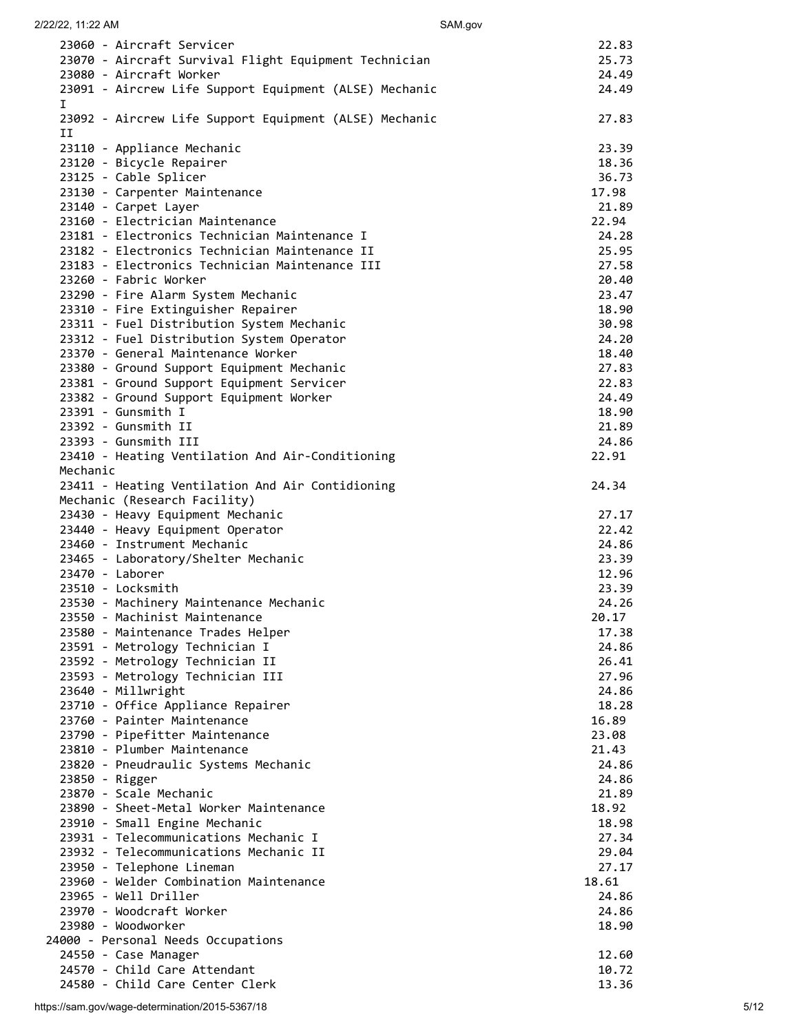| Occupation | Rate |
|---|---|
| 23060 - Aircraft Servicer | 22.83 |
| 23070 - Aircraft Survival Flight Equipment Technician | 25.73 |
| 23080 - Aircraft Worker | 24.49 |
| 23091 - Aircrew Life Support Equipment (ALSE) Mechanic I | 24.49 |
| 23092 - Aircrew Life Support Equipment (ALSE) Mechanic II | 27.83 |
| 23110 - Appliance Mechanic | 23.39 |
| 23120 - Bicycle Repairer | 18.36 |
| 23125 - Cable Splicer | 36.73 |
| 23130 - Carpenter Maintenance | 17.98 |
| 23140 - Carpet Layer | 21.89 |
| 23160 - Electrician Maintenance | 22.94 |
| 23181 - Electronics Technician Maintenance I | 24.28 |
| 23182 - Electronics Technician Maintenance II | 25.95 |
| 23183 - Electronics Technician Maintenance III | 27.58 |
| 23260 - Fabric Worker | 20.40 |
| 23290 - Fire Alarm System Mechanic | 23.47 |
| 23310 - Fire Extinguisher Repairer | 18.90 |
| 23311 - Fuel Distribution System Mechanic | 30.98 |
| 23312 - Fuel Distribution System Operator | 24.20 |
| 23370 - General Maintenance Worker | 18.40 |
| 23380 - Ground Support Equipment Mechanic | 27.83 |
| 23381 - Ground Support Equipment Servicer | 22.83 |
| 23382 - Ground Support Equipment Worker | 24.49 |
| 23391 - Gunsmith I | 18.90 |
| 23392 - Gunsmith II | 21.89 |
| 23393 - Gunsmith III | 24.86 |
| 23410 - Heating Ventilation And Air-Conditioning Mechanic | 22.91 |
| 23411 - Heating Ventilation And Air Contidioning Mechanic (Research Facility) | 24.34 |
| 23430 - Heavy Equipment Mechanic | 27.17 |
| 23440 - Heavy Equipment Operator | 22.42 |
| 23460 - Instrument Mechanic | 24.86 |
| 23465 - Laboratory/Shelter Mechanic | 23.39 |
| 23470 - Laborer | 12.96 |
| 23510 - Locksmith | 23.39 |
| 23530 - Machinery Maintenance Mechanic | 24.26 |
| 23550 - Machinist Maintenance | 20.17 |
| 23580 - Maintenance Trades Helper | 17.38 |
| 23591 - Metrology Technician I | 24.86 |
| 23592 - Metrology Technician II | 26.41 |
| 23593 - Metrology Technician III | 27.96 |
| 23640 - Millwright | 24.86 |
| 23710 - Office Appliance Repairer | 18.28 |
| 23760 - Painter Maintenance | 16.89 |
| 23790 - Pipefitter Maintenance | 23.08 |
| 23810 - Plumber Maintenance | 21.43 |
| 23820 - Pneudraulic Systems Mechanic | 24.86 |
| 23850 - Rigger | 24.86 |
| 23870 - Scale Mechanic | 21.89 |
| 23890 - Sheet-Metal Worker Maintenance | 18.92 |
| 23910 - Small Engine Mechanic | 18.98 |
| 23931 - Telecommunications Mechanic I | 27.34 |
| 23932 - Telecommunications Mechanic II | 29.04 |
| 23950 - Telephone Lineman | 27.17 |
| 23960 - Welder Combination Maintenance | 18.61 |
| 23965 - Well Driller | 24.86 |
| 23970 - Woodcraft Worker | 24.86 |
| 23980 - Woodworker | 18.90 |
| **24000 - Personal Needs Occupations** | |
| 24550 - Case Manager | 12.60 |
| 24570 - Child Care Attendant | 10.72 |
| 24580 - Child Care Center Clerk | 13.36 |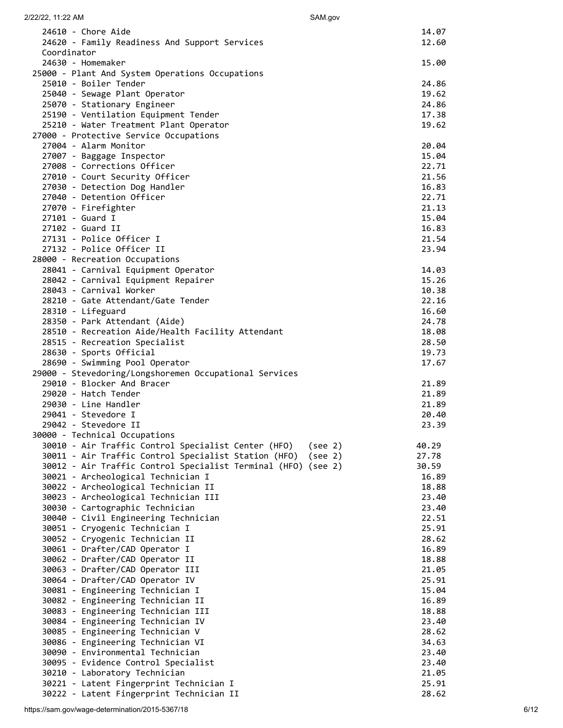```
  24610 - Chore Aide                                            14.07
  24620 - Family Readiness And Support Services                 12.60
  Coordinator
  24630 - Homemaker                                             15.00
 25000 - Plant And System Operations Occupations
  25010 - Boiler Tender                                         24.86
  25040 - Sewage Plant Operator                                 19.62
  25070 - Stationary Engineer                                   24.86
  25190 - Ventilation Equipment Tender                          17.38
  25210 - Water Treatment Plant Operator                        19.62
 27000 - Protective Service Occupations
  27004 - Alarm Monitor                                         20.04
  27007 - Baggage Inspector                                     15.04
  27008 - Corrections Officer                                   22.71
  27010 - Court Security Officer                                21.56
  27030 - Detection Dog Handler                                 16.83
  27040 - Detention Officer                                     22.71
  27070 - Firefighter                                           21.13
  27101 - Guard I                                               15.04
  27102 - Guard II                                              16.83
  27131 - Police Officer I                                      21.54
  27132 - Police Officer II                                     23.94
 28000 - Recreation Occupations
  28041 - Carnival Equipment Operator                           14.03
  28042 - Carnival Equipment Repairer                           15.26
  28043 - Carnival Worker                                       10.38
  28210 - Gate Attendant/Gate Tender                            22.16
  28310 - Lifeguard                                             16.60
  28350 - Park Attendant (Aide)                                 24.78
  28510 - Recreation Aide/Health Facility Attendant             18.08
  28515 - Recreation Specialist                                 28.50
  28630 - Sports Official                                       19.73
  28690 - Swimming Pool Operator                                17.67
 29000 - Stevedoring/Longshoremen Occupational Services
  29010 - Blocker And Bracer                                    21.89
  29020 - Hatch Tender                                          21.89
  29030 - Line Handler                                          21.89
  29041 - Stevedore I                                           20.40
  29042 - Stevedore II                                          23.39
 30000 - Technical Occupations
  30010 - Air Traffic Control Specialist Center (HFO)   (see 2)   40.29
  30011 - Air Traffic Control Specialist Station (HFO)  (see 2)   27.78
  30012 - Air Traffic Control Specialist Terminal (HFO) (see 2)   30.59
  30021 - Archeological Technician I                            16.89
  30022 - Archeological Technician II                           18.88
  30023 - Archeological Technician III                          23.40
  30030 - Cartographic Technician                               23.40
  30040 - Civil Engineering Technician                          22.51
  30051 - Cryogenic Technician I                                25.91
  30052 - Cryogenic Technician II                               28.62
  30061 - Drafter/CAD Operator I                                16.89
  30062 - Drafter/CAD Operator II                               18.88
  30063 - Drafter/CAD Operator III                              21.05
  30064 - Drafter/CAD Operator IV                               25.91
  30081 - Engineering Technician I                              15.04
  30082 - Engineering Technician II                             16.89
  30083 - Engineering Technician III                            18.88
  30084 - Engineering Technician IV                             23.40
  30085 - Engineering Technician V                              28.62
  30086 - Engineering Technician VI                             34.63
  30090 - Environmental Technician                              23.40
  30095 - Evidence Control Specialist                           23.40
  30210 - Laboratory Technician                                 21.05
  30221 - Latent Fingerprint Technician I                       25.91
  30222 - Latent Fingerprint Technician II                      28.62
```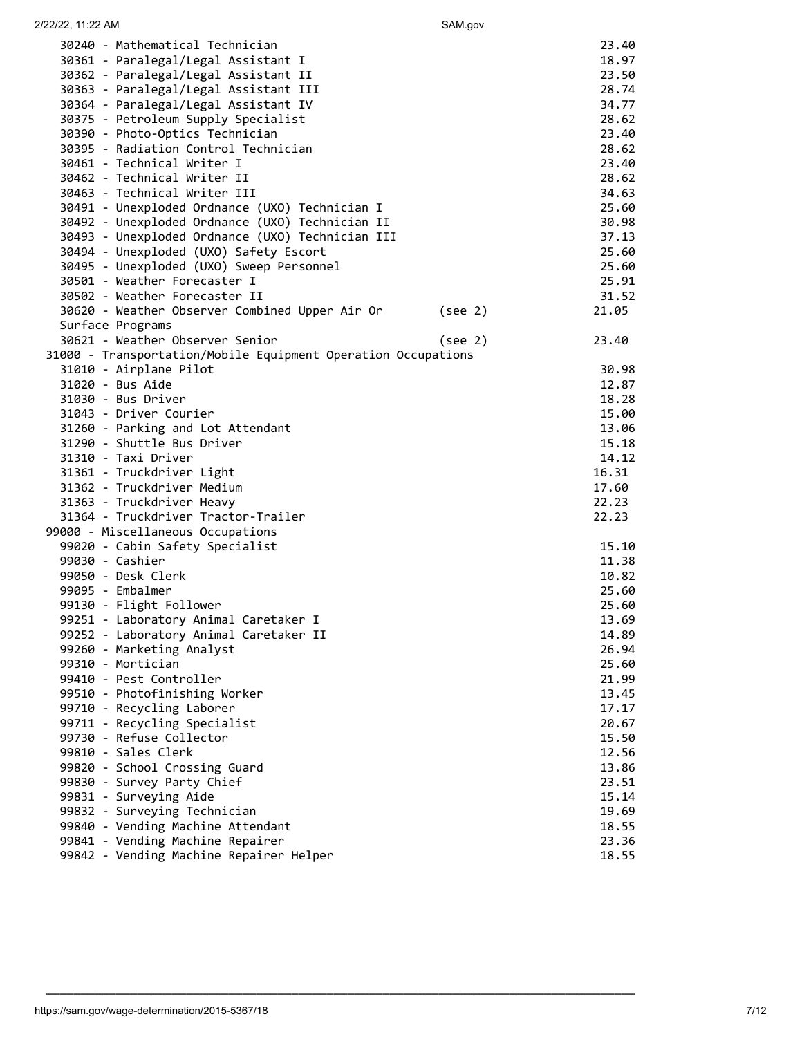```
  30240 - Mathematical Technician                                        23.40
  30361 - Paralegal/Legal Assistant I                                    18.97
  30362 - Paralegal/Legal Assistant II                                   23.50
  30363 - Paralegal/Legal Assistant III                                  28.74
  30364 - Paralegal/Legal Assistant IV                                   34.77
  30375 - Petroleum Supply Specialist                                    28.62
  30390 - Photo-Optics Technician                                        23.40
  30395 - Radiation Control Technician                                   28.62
  30461 - Technical Writer I                                             23.40
  30462 - Technical Writer II                                            28.62
  30463 - Technical Writer III                                           34.63
  30491 - Unexploded Ordnance (UXO) Technician I                         25.60
  30492 - Unexploded Ordnance (UXO) Technician II                        30.98
  30493 - Unexploded Ordnance (UXO) Technician III                       37.13
  30494 - Unexploded (UXO) Safety Escort                                 25.60
  30495 - Unexploded (UXO) Sweep Personnel                               25.60
  30501 - Weather Forecaster I                                           25.91
  30502 - Weather Forecaster II                                          31.52
  30620 - Weather Observer Combined Upper Air Or       (see 2)          21.05
  Surface Programs
  30621 - Weather Observer Senior                      (see 2)          23.40
31000 - Transportation/Mobile Equipment Operation Occupations
  31010 - Airplane Pilot                                                 30.98
  31020 - Bus Aide                                                       12.87
  31030 - Bus Driver                                                     18.28
  31043 - Driver Courier                                                 15.00
  31260 - Parking and Lot Attendant                                      13.06
  31290 - Shuttle Bus Driver                                             15.18
  31310 - Taxi Driver                                                    14.12
  31361 - Truckdriver Light                                             16.31
  31362 - Truckdriver Medium                                            17.60
  31363 - Truckdriver Heavy                                             22.23
  31364 - Truckdriver Tractor-Trailer                                   22.23
99000 - Miscellaneous Occupations
  99020 - Cabin Safety Specialist                                        15.10
  99030 - Cashier                                                        11.38
  99050 - Desk Clerk                                                     10.82
  99095 - Embalmer                                                       25.60
  99130 - Flight Follower                                                25.60
  99251 - Laboratory Animal Caretaker I                                  13.69
  99252 - Laboratory Animal Caretaker II                                 14.89
  99260 - Marketing Analyst                                              26.94
  99310 - Mortician                                                      25.60
  99410 - Pest Controller                                                21.99
  99510 - Photofinishing Worker                                          13.45
  99710 - Recycling Laborer                                              17.17
  99711 - Recycling Specialist                                           20.67
  99730 - Refuse Collector                                               15.50
  99810 - Sales Clerk                                                    12.56
  99820 - School Crossing Guard                                          13.86
  99830 - Survey Party Chief                                             23.51
  99831 - Surveying Aide                                                 15.14
  99832 - Surveying Technician                                           19.69
  99840 - Vending Machine Attendant                                      18.55
  99841 - Vending Machine Repairer                                       23.36
  99842 - Vending Machine Repairer Helper                                18.55
```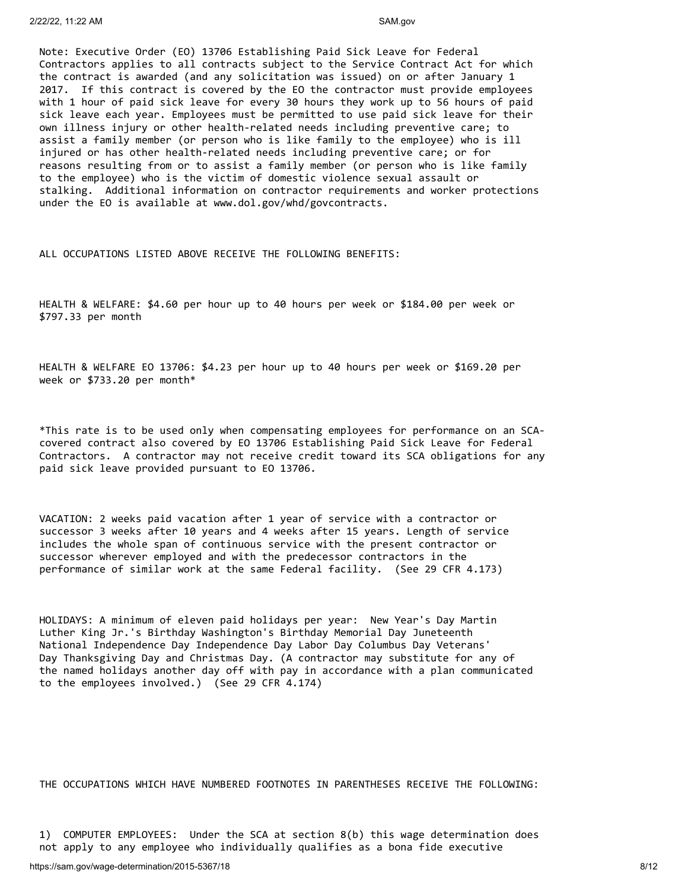Note: Executive Order (EO) 13706 Establishing Paid Sick Leave for Federal Contractors applies to all contracts subject to the Service Contract Act for which the contract is awarded (and any solicitation was issued) on or after January 1 2017. If this contract is covered by the EO the contractor must provide employees with 1 hour of paid sick leave for every 30 hours they work up to 56 hours of paid sick leave each year. Employees must be permitted to use paid sick leave for their own illness injury or other health-related needs including preventive care; to assist a family member (or person who is like family to the employee) who is ill injured or has other health-related needs including preventive care; or for reasons resulting from or to assist a family member (or person who is like family to the employee) who is the victim of domestic violence sexual assault or stalking. Additional information on contractor requirements and worker protections under the EO is available at www.dol.gov/whd/govcontracts.

ALL OCCUPATIONS LISTED ABOVE RECEIVE THE FOLLOWING BENEFITS:

HEALTH & WELFARE: $4.60 per hour up to 40 hours per week or $184.00 per week or $797.33 per month

HEALTH & WELFARE EO 13706: $4.23 per hour up to 40 hours per week or $169.20 per week or $733.20 per month*

*This rate is to be used only when compensating employees for performance on an SCA-covered contract also covered by EO 13706 Establishing Paid Sick Leave for Federal Contractors. A contractor may not receive credit toward its SCA obligations for any paid sick leave provided pursuant to EO 13706.

VACATION: 2 weeks paid vacation after 1 year of service with a contractor or successor 3 weeks after 10 years and 4 weeks after 15 years. Length of service includes the whole span of continuous service with the present contractor or successor wherever employed and with the predecessor contractors in the performance of similar work at the same Federal facility. (See 29 CFR 4.173)

HOLIDAYS: A minimum of eleven paid holidays per year: New Year's Day Martin Luther King Jr.'s Birthday Washington's Birthday Memorial Day Juneteenth National Independence Day Independence Day Labor Day Columbus Day Veterans' Day Thanksgiving Day and Christmas Day. (A contractor may substitute for any of the named holidays another day off with pay in accordance with a plan communicated to the employees involved.) (See 29 CFR 4.174)

THE OCCUPATIONS WHICH HAVE NUMBERED FOOTNOTES IN PARENTHESES RECEIVE THE FOLLOWING:

1) COMPUTER EMPLOYEES: Under the SCA at section 8(b) this wage determination does not apply to any employee who individually qualifies as a bona fide executive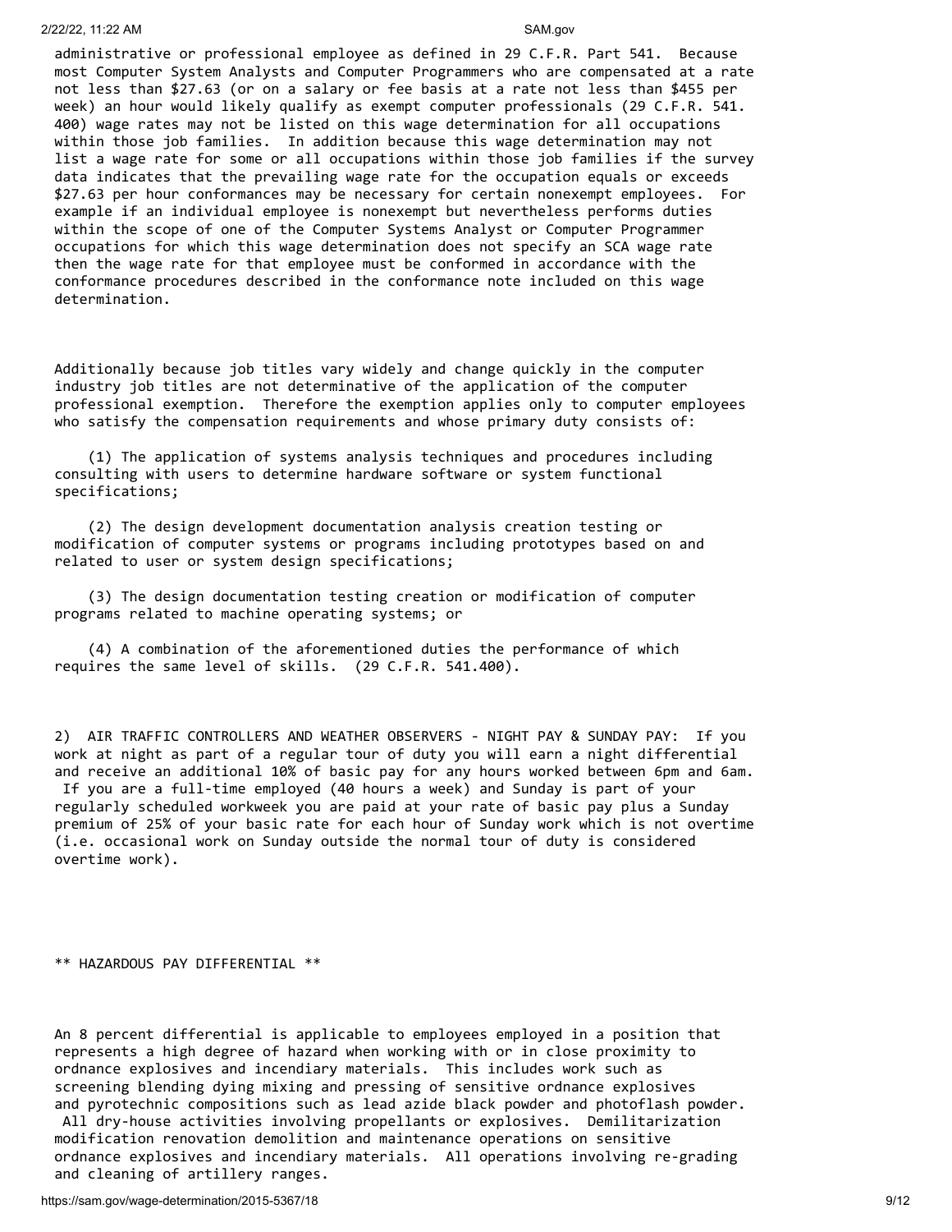administrative or professional employee as defined in 29 C.F.R. Part 541. Because most Computer System Analysts and Computer Programmers who are compensated at a rate not less than $27.63 (or on a salary or fee basis at a rate not less than $455 per week) an hour would likely qualify as exempt computer professionals (29 C.F.R. 541. 400) wage rates may not be listed on this wage determination for all occupations within those job families. In addition because this wage determination may not list a wage rate for some or all occupations within those job families if the survey data indicates that the prevailing wage rate for the occupation equals or exceeds $27.63 per hour conformances may be necessary for certain nonexempt employees. For example if an individual employee is nonexempt but nevertheless performs duties within the scope of one of the Computer Systems Analyst or Computer Programmer occupations for which this wage determination does not specify an SCA wage rate then the wage rate for that employee must be conformed in accordance with the conformance procedures described in the conformance note included on this wage determination.

Additionally because job titles vary widely and change quickly in the computer industry job titles are not determinative of the application of the computer professional exemption. Therefore the exemption applies only to computer employees who satisfy the compensation requirements and whose primary duty consists of:

(1) The application of systems analysis techniques and procedures including consulting with users to determine hardware software or system functional specifications;

(2) The design development documentation analysis creation testing or modification of computer systems or programs including prototypes based on and related to user or system design specifications;

(3) The design documentation testing creation or modification of computer programs related to machine operating systems; or

(4) A combination of the aforementioned duties the performance of which requires the same level of skills. (29 C.F.R. 541.400).

2) AIR TRAFFIC CONTROLLERS AND WEATHER OBSERVERS - NIGHT PAY & SUNDAY PAY: If you work at night as part of a regular tour of duty you will earn a night differential and receive an additional 10% of basic pay for any hours worked between 6pm and 6am. If you are a full-time employed (40 hours a week) and Sunday is part of your regularly scheduled workweek you are paid at your rate of basic pay plus a Sunday premium of 25% of your basic rate for each hour of Sunday work which is not overtime (i.e. occasional work on Sunday outside the normal tour of duty is considered overtime work).

** HAZARDOUS PAY DIFFERENTIAL **

An 8 percent differential is applicable to employees employed in a position that represents a high degree of hazard when working with or in close proximity to ordnance explosives and incendiary materials. This includes work such as screening blending dying mixing and pressing of sensitive ordnance explosives and pyrotechnic compositions such as lead azide black powder and photoflash powder. All dry-house activities involving propellants or explosives. Demilitarization modification renovation demolition and maintenance operations on sensitive ordnance explosives and incendiary materials. All operations involving re-grading and cleaning of artillery ranges.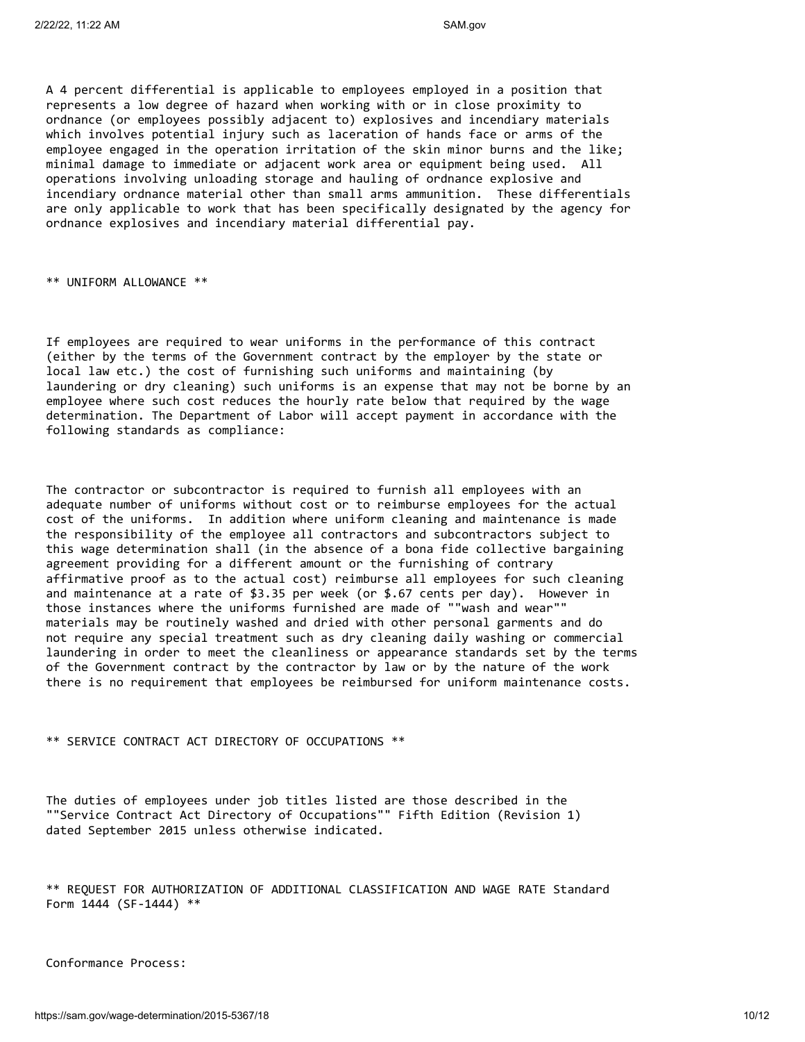A 4 percent differential is applicable to employees employed in a position that represents a low degree of hazard when working with or in close proximity to ordnance (or employees possibly adjacent to) explosives and incendiary materials which involves potential injury such as laceration of hands face or arms of the employee engaged in the operation irritation of the skin minor burns and the like; minimal damage to immediate or adjacent work area or equipment being used. All operations involving unloading storage and hauling of ordnance explosive and incendiary ordnance material other than small arms ammunition. These differentials are only applicable to work that has been specifically designated by the agency for ordnance explosives and incendiary material differential pay.

** UNIFORM ALLOWANCE **

If employees are required to wear uniforms in the performance of this contract (either by the terms of the Government contract by the employer by the state or local law etc.) the cost of furnishing such uniforms and maintaining (by laundering or dry cleaning) such uniforms is an expense that may not be borne by an employee where such cost reduces the hourly rate below that required by the wage determination. The Department of Labor will accept payment in accordance with the following standards as compliance:

The contractor or subcontractor is required to furnish all employees with an adequate number of uniforms without cost or to reimburse employees for the actual cost of the uniforms. In addition where uniform cleaning and maintenance is made the responsibility of the employee all contractors and subcontractors subject to this wage determination shall (in the absence of a bona fide collective bargaining agreement providing for a different amount or the furnishing of contrary affirmative proof as to the actual cost) reimburse all employees for such cleaning and maintenance at a rate of $3.35 per week (or $.67 cents per day). However in those instances where the uniforms furnished are made of ""wash and wear"" materials may be routinely washed and dried with other personal garments and do not require any special treatment such as dry cleaning daily washing or commercial laundering in order to meet the cleanliness or appearance standards set by the terms of the Government contract by the contractor by law or by the nature of the work there is no requirement that employees be reimbursed for uniform maintenance costs.

** SERVICE CONTRACT ACT DIRECTORY OF OCCUPATIONS **

The duties of employees under job titles listed are those described in the ""Service Contract Act Directory of Occupations"" Fifth Edition (Revision 1) dated September 2015 unless otherwise indicated.

** REQUEST FOR AUTHORIZATION OF ADDITIONAL CLASSIFICATION AND WAGE RATE Standard Form 1444 (SF-1444) **

Conformance Process: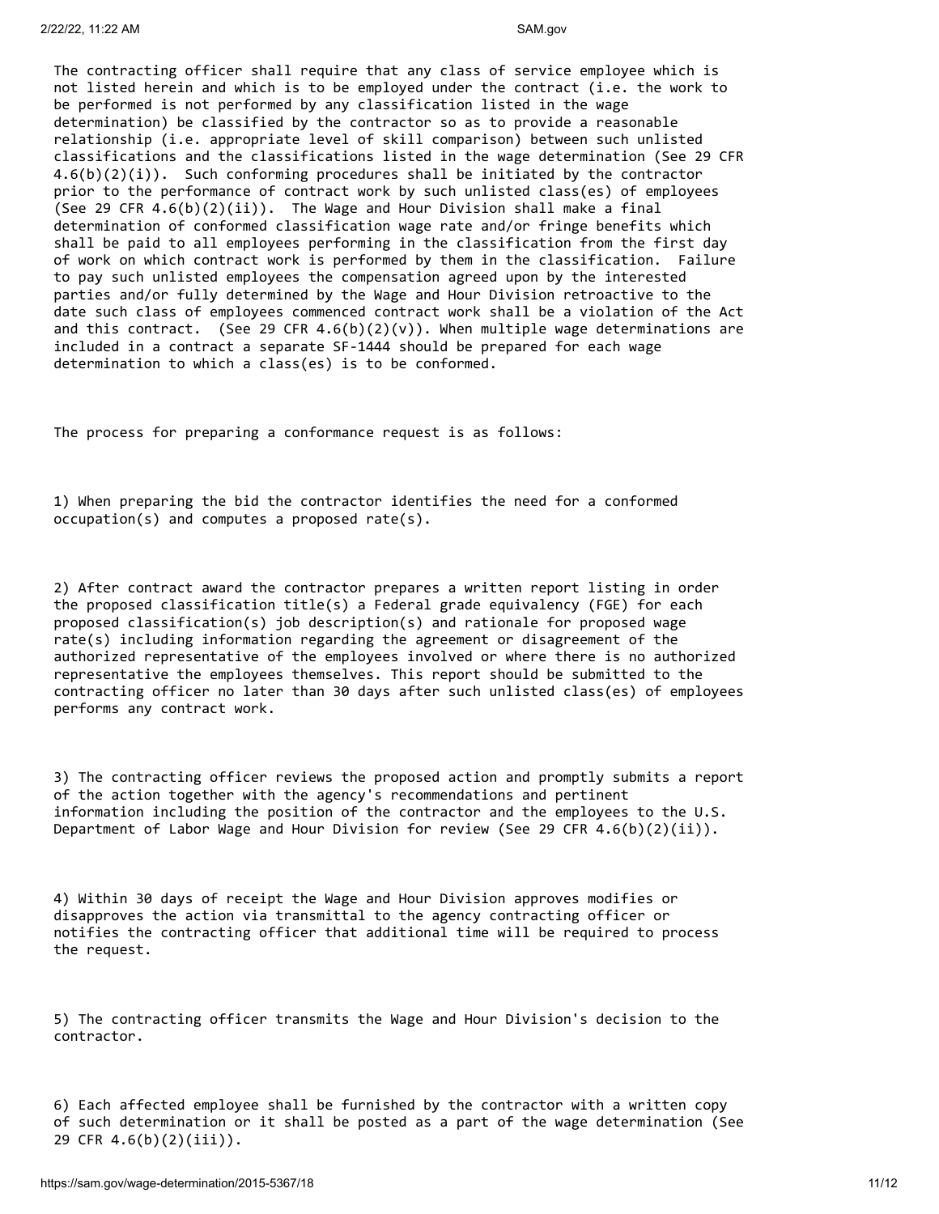The contracting officer shall require that any class of service employee which is not listed herein and which is to be employed under the contract (i.e. the work to be performed is not performed by any classification listed in the wage determination) be classified by the contractor so as to provide a reasonable relationship (i.e. appropriate level of skill comparison) between such unlisted classifications and the classifications listed in the wage determination (See 29 CFR 4.6(b)(2)(i)). Such conforming procedures shall be initiated by the contractor prior to the performance of contract work by such unlisted class(es) of employees (See 29 CFR 4.6(b)(2)(ii)). The Wage and Hour Division shall make a final determination of conformed classification wage rate and/or fringe benefits which shall be paid to all employees performing in the classification from the first day of work on which contract work is performed by them in the classification. Failure to pay such unlisted employees the compensation agreed upon by the interested parties and/or fully determined by the Wage and Hour Division retroactive to the date such class of employees commenced contract work shall be a violation of the Act and this contract. (See 29 CFR 4.6(b)(2)(v)). When multiple wage determinations are included in a contract a separate SF-1444 should be prepared for each wage determination to which a class(es) is to be conformed.

The process for preparing a conformance request is as follows:

1) When preparing the bid the contractor identifies the need for a conformed occupation(s) and computes a proposed rate(s).

2) After contract award the contractor prepares a written report listing in order the proposed classification title(s) a Federal grade equivalency (FGE) for each proposed classification(s) job description(s) and rationale for proposed wage rate(s) including information regarding the agreement or disagreement of the authorized representative of the employees involved or where there is no authorized representative the employees themselves. This report should be submitted to the contracting officer no later than 30 days after such unlisted class(es) of employees performs any contract work.

3) The contracting officer reviews the proposed action and promptly submits a report of the action together with the agency's recommendations and pertinent information including the position of the contractor and the employees to the U.S. Department of Labor Wage and Hour Division for review (See 29 CFR 4.6(b)(2)(ii)).

4) Within 30 days of receipt the Wage and Hour Division approves modifies or disapproves the action via transmittal to the agency contracting officer or notifies the contracting officer that additional time will be required to process the request.

5) The contracting officer transmits the Wage and Hour Division's decision to the contractor.

6) Each affected employee shall be furnished by the contractor with a written copy of such determination or it shall be posted as a part of the wage determination (See 29 CFR 4.6(b)(2)(iii)).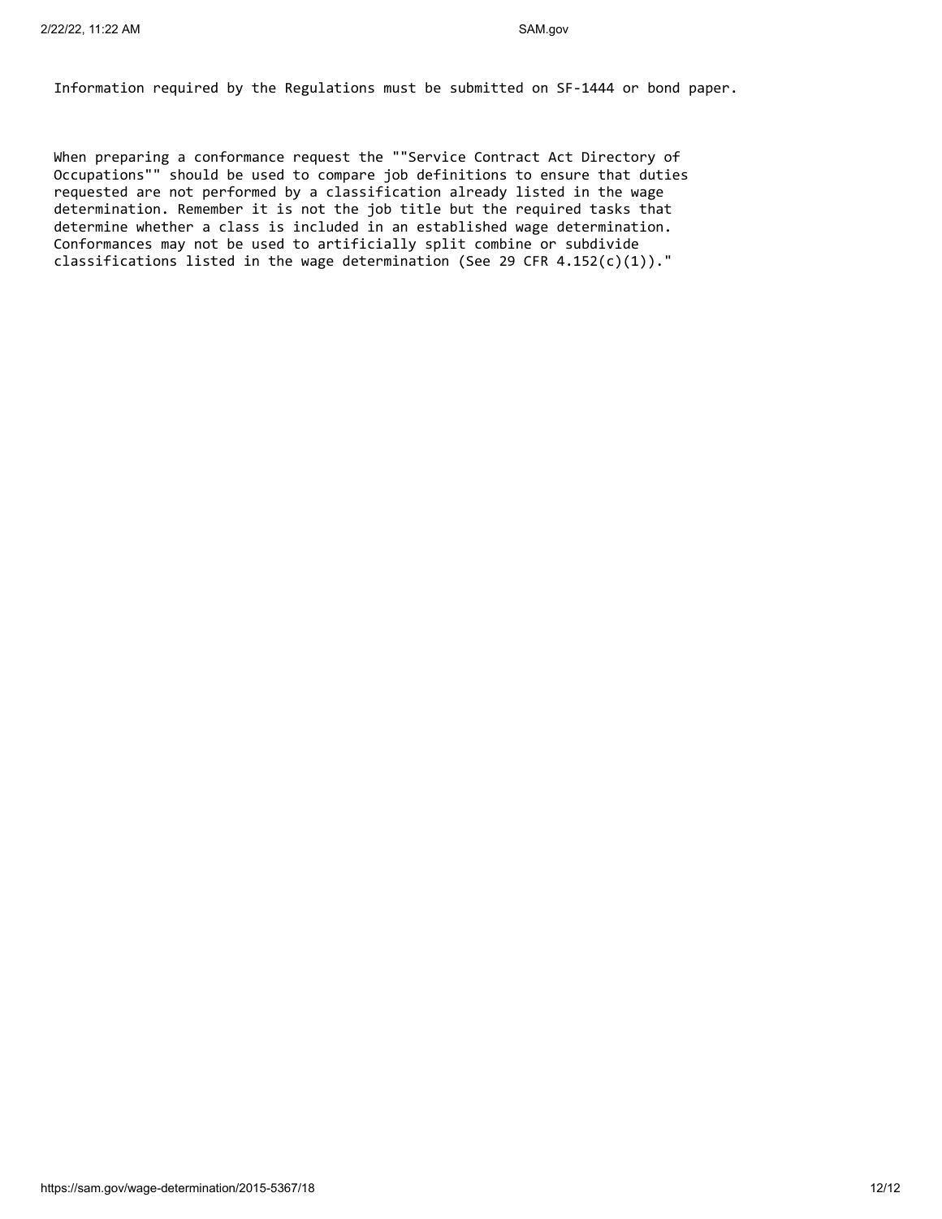Information required by the Regulations must be submitted on SF-1444 or bond paper.

When preparing a conformance request the ""Service Contract Act Directory of Occupations"" should be used to compare job definitions to ensure that duties requested are not performed by a classification already listed in the wage determination. Remember it is not the job title but the required tasks that determine whether a class is included in an established wage determination. Conformances may not be used to artificially split combine or subdivide classifications listed in the wage determination (See 29 CFR 4.152(c)(1))."